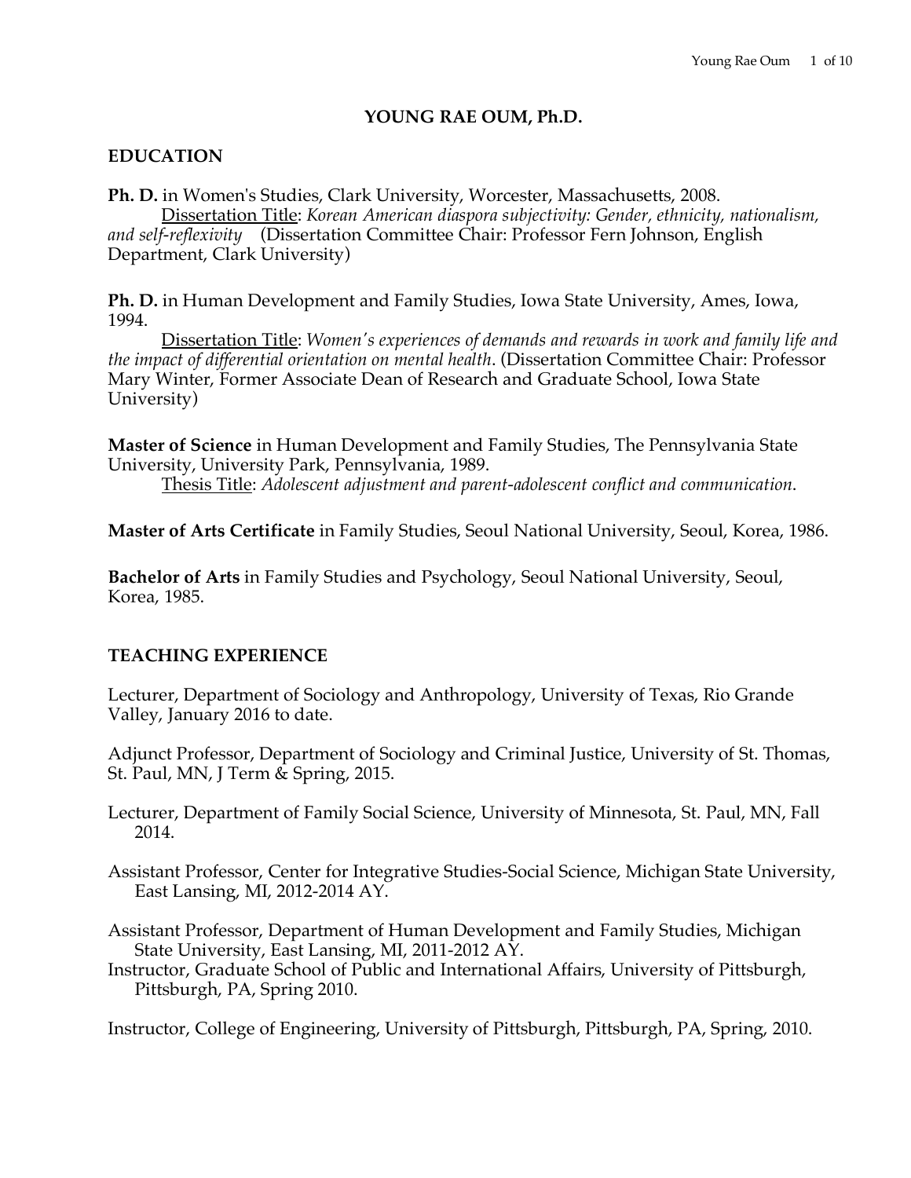# YOUNG RAE OUM, Ph.D.

## EDUCATION

**Ph. D.** in Women's Studies, Clark University, Worcester, Massachusetts, 2008.
Dissertation Title: *Korean American diaspora subjectivity: Gender, ethnicity, nationalism, and self-reflexivity* (Dissertation Committee Chair: Professor Fern Johnson, English Department, Clark University)

**Ph. D.** in Human Development and Family Studies, Iowa State University, Ames, Iowa, 1994.
Dissertation Title: *Women's experiences of demands and rewards in work and family life and the impact of differential orientation on mental health*. (Dissertation Committee Chair: Professor Mary Winter, Former Associate Dean of Research and Graduate School, Iowa State University)

**Master of Science** in Human Development and Family Studies, The Pennsylvania State University, University Park, Pennsylvania, 1989.
Thesis Title: *Adolescent adjustment and parent-adolescent conflict and communication*.

**Master of Arts Certificate** in Family Studies, Seoul National University, Seoul, Korea, 1986.

**Bachelor of Arts** in Family Studies and Psychology, Seoul National University, Seoul, Korea, 1985.

## TEACHING EXPERIENCE

Lecturer, Department of Sociology and Anthropology, University of Texas, Rio Grande Valley, January 2016 to date.

Adjunct Professor, Department of Sociology and Criminal Justice, University of St. Thomas, St. Paul, MN, J Term & Spring, 2015.

Lecturer, Department of Family Social Science, University of Minnesota, St. Paul, MN, Fall 2014.

Assistant Professor, Center for Integrative Studies-Social Science, Michigan State University, East Lansing, MI, 2012-2014 AY.

Assistant Professor, Department of Human Development and Family Studies, Michigan State University, East Lansing, MI, 2011-2012 AY.

Instructor, Graduate School of Public and International Affairs, University of Pittsburgh, Pittsburgh, PA, Spring 2010.

Instructor, College of Engineering, University of Pittsburgh, Pittsburgh, PA, Spring, 2010.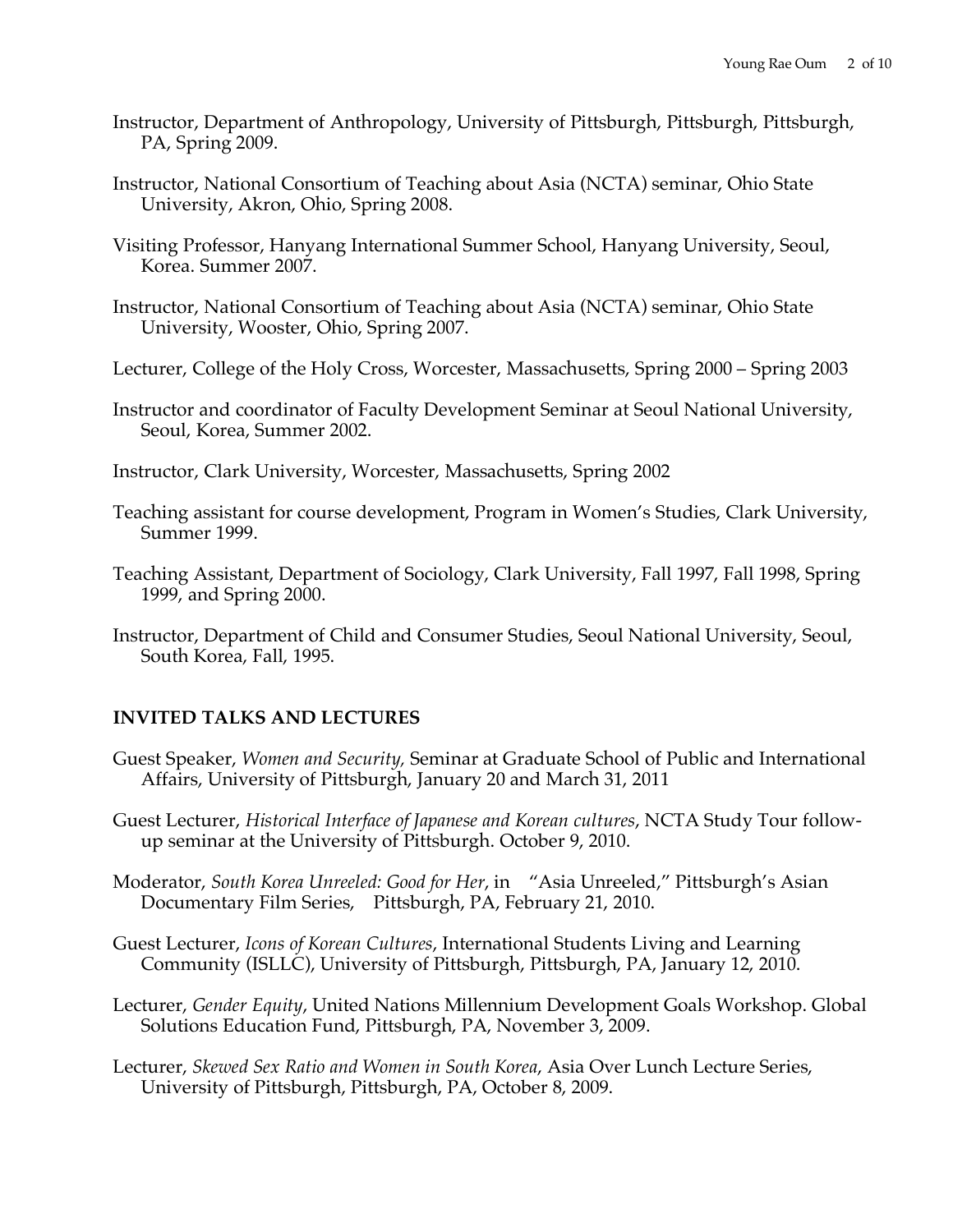Instructor, Department of Anthropology, University of Pittsburgh, Pittsburgh, Pittsburgh, PA, Spring 2009.

Instructor, National Consortium of Teaching about Asia (NCTA) seminar, Ohio State University, Akron, Ohio, Spring 2008.

Visiting Professor, Hanyang International Summer School, Hanyang University, Seoul, Korea. Summer 2007.

Instructor, National Consortium of Teaching about Asia (NCTA) seminar, Ohio State University, Wooster, Ohio, Spring 2007.

Lecturer, College of the Holy Cross, Worcester, Massachusetts, Spring 2000 – Spring 2003

Instructor and coordinator of Faculty Development Seminar at Seoul National University, Seoul, Korea, Summer 2002.

Instructor, Clark University, Worcester, Massachusetts, Spring 2002

Teaching assistant for course development, Program in Women's Studies, Clark University, Summer 1999.

Teaching Assistant, Department of Sociology, Clark University, Fall 1997, Fall 1998, Spring 1999, and Spring 2000.

Instructor, Department of Child and Consumer Studies, Seoul National University, Seoul, South Korea, Fall, 1995.

## INVITED TALKS AND LECTURES

Guest Speaker, *Women and Security,* Seminar at Graduate School of Public and International Affairs, University of Pittsburgh, January 20 and March 31, 2011

Guest Lecturer, *Historical Interface of Japanese and Korean cultures*, NCTA Study Tour follow-up seminar at the University of Pittsburgh. October 9, 2010.

Moderator, *South Korea Unreeled: Good for Her*, in "Asia Unreeled," Pittsburgh's Asian Documentary Film Series, Pittsburgh, PA, February 21, 2010.

Guest Lecturer, *Icons of Korean Cultures*, International Students Living and Learning Community (ISLLC), University of Pittsburgh, Pittsburgh, PA, January 12, 2010.

Lecturer, *Gender Equity*, United Nations Millennium Development Goals Workshop. Global Solutions Education Fund, Pittsburgh, PA, November 3, 2009.

Lecturer, *Skewed Sex Ratio and Women in South Korea*, Asia Over Lunch Lecture Series, University of Pittsburgh, Pittsburgh, PA, October 8, 2009.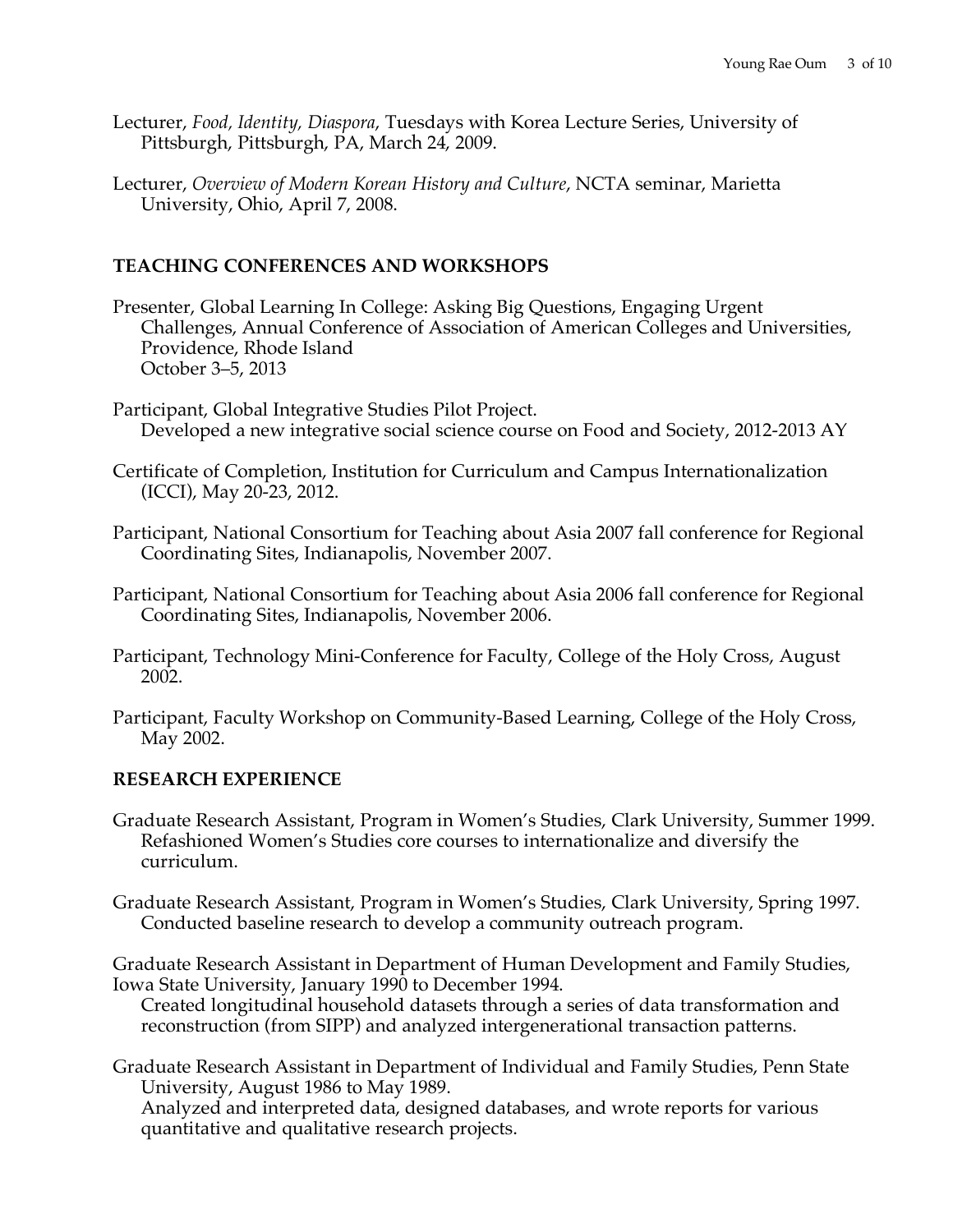Lecturer, *Food, Identity, Diaspora*, Tuesdays with Korea Lecture Series, University of Pittsburgh, Pittsburgh, PA, March 24, 2009.

Lecturer, *Overview of Modern Korean History and Culture*, NCTA seminar, Marietta University, Ohio, April 7, 2008.

## TEACHING CONFERENCES AND WORKSHOPS

Presenter, Global Learning In College: Asking Big Questions, Engaging Urgent Challenges, Annual Conference of Association of American Colleges and Universities, Providence, Rhode Island
October 3–5, 2013

Participant, Global Integrative Studies Pilot Project.
Developed a new integrative social science course on Food and Society, 2012-2013 AY

Certificate of Completion, Institution for Curriculum and Campus Internationalization (ICCI), May 20-23, 2012.

Participant, National Consortium for Teaching about Asia 2007 fall conference for Regional Coordinating Sites, Indianapolis, November 2007.

Participant, National Consortium for Teaching about Asia 2006 fall conference for Regional Coordinating Sites, Indianapolis, November 2006.

Participant, Technology Mini-Conference for Faculty, College of the Holy Cross, August 2002.

Participant, Faculty Workshop on Community-Based Learning, College of the Holy Cross, May 2002.

## RESEARCH EXPERIENCE

Graduate Research Assistant, Program in Women's Studies, Clark University, Summer 1999.
Refashioned Women's Studies core courses to internationalize and diversify the curriculum.

Graduate Research Assistant, Program in Women's Studies, Clark University, Spring 1997.
Conducted baseline research to develop a community outreach program.

Graduate Research Assistant in Department of Human Development and Family Studies, Iowa State University, January 1990 to December 1994.
Created longitudinal household datasets through a series of data transformation and reconstruction (from SIPP) and analyzed intergenerational transaction patterns.

Graduate Research Assistant in Department of Individual and Family Studies, Penn State University, August 1986 to May 1989.
Analyzed and interpreted data, designed databases, and wrote reports for various quantitative and qualitative research projects.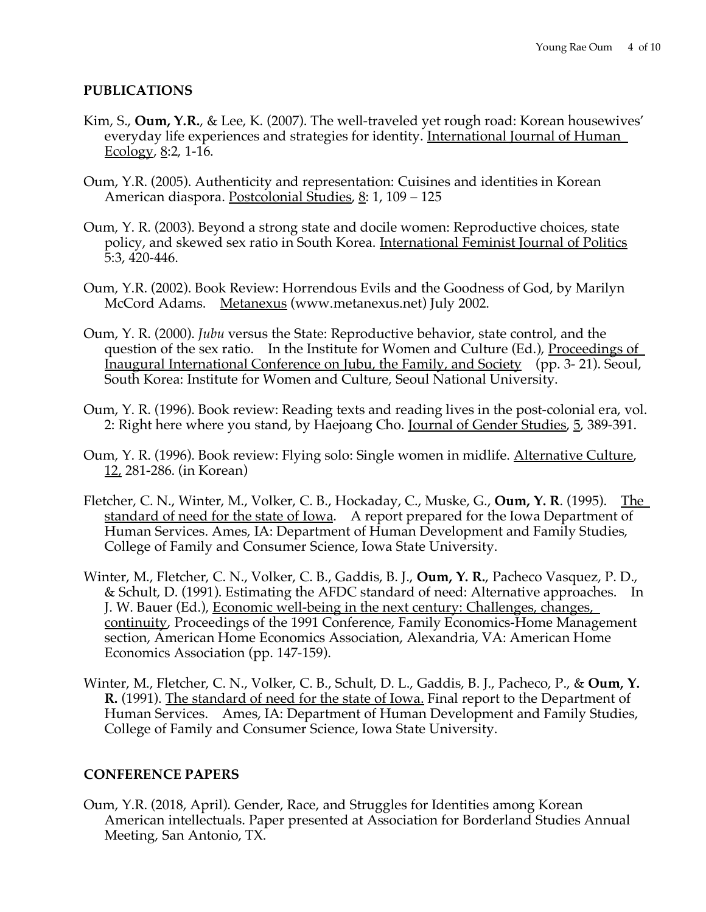## PUBLICATIONS

Kim, S., **Oum, Y.R.**, & Lee, K. (2007). The well-traveled yet rough road: Korean housewives' everyday life experiences and strategies for identity. International Journal of Human Ecology, 8:2, 1-16.

Oum, Y.R. (2005). Authenticity and representation: Cuisines and identities in Korean American diaspora. Postcolonial Studies, 8: 1, 109 – 125

Oum, Y. R. (2003). Beyond a strong state and docile women: Reproductive choices, state policy, and skewed sex ratio in South Korea. International Feminist Journal of Politics 5:3, 420-446.

Oum, Y.R. (2002). Book Review: Horrendous Evils and the Goodness of God, by Marilyn McCord Adams. Metanexus (www.metanexus.net) July 2002.

Oum, Y. R. (2000). *Jubu* versus the State: Reproductive behavior, state control, and the question of the sex ratio. In the Institute for Women and Culture (Ed.), Proceedings of Inaugural International Conference on Jubu, the Family, and Society (pp. 3- 21). Seoul, South Korea: Institute for Women and Culture, Seoul National University.

Oum, Y. R. (1996). Book review: Reading texts and reading lives in the post-colonial era, vol. 2: Right here where you stand, by Haejoang Cho. Journal of Gender Studies, 5, 389-391.

Oum, Y. R. (1996). Book review: Flying solo: Single women in midlife. Alternative Culture, 12, 281-286. (in Korean)

Fletcher, C. N., Winter, M., Volker, C. B., Hockaday, C., Muske, G., **Oum, Y. R**. (1995). The standard of need for the state of Iowa. A report prepared for the Iowa Department of Human Services. Ames, IA: Department of Human Development and Family Studies, College of Family and Consumer Science, Iowa State University.

Winter, M., Fletcher, C. N., Volker, C. B., Gaddis, B. J., **Oum, Y. R.**, Pacheco Vasquez, P. D., & Schult, D. (1991). Estimating the AFDC standard of need: Alternative approaches. In J. W. Bauer (Ed.), Economic well-being in the next century: Challenges, changes, continuity, Proceedings of the 1991 Conference, Family Economics-Home Management section, American Home Economics Association, Alexandria, VA: American Home Economics Association (pp. 147-159).

Winter, M., Fletcher, C. N., Volker, C. B., Schult, D. L., Gaddis, B. J., Pacheco, P., & **Oum, Y. R.** (1991). The standard of need for the state of Iowa. Final report to the Department of Human Services. Ames, IA: Department of Human Development and Family Studies, College of Family and Consumer Science, Iowa State University.

## CONFERENCE PAPERS

Oum, Y.R. (2018, April). Gender, Race, and Struggles for Identities among Korean American intellectuals. Paper presented at Association for Borderland Studies Annual Meeting, San Antonio, TX.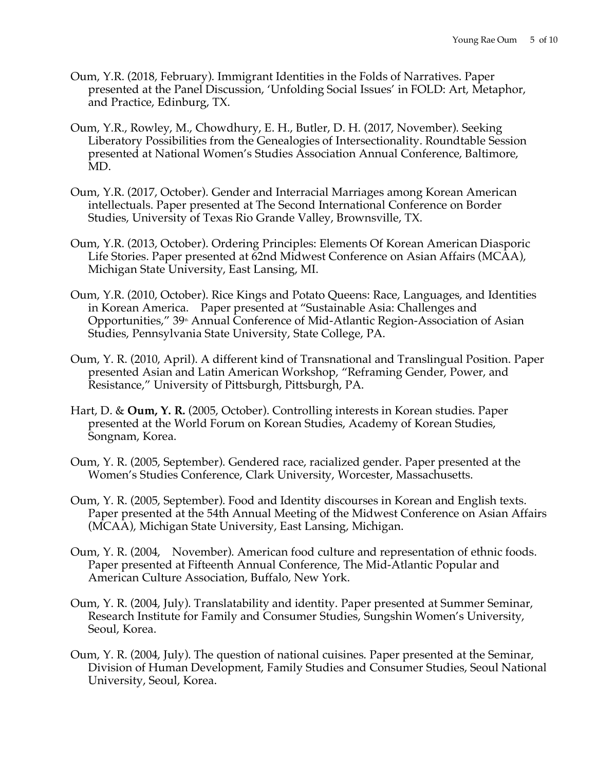Oum, Y.R. (2018, February). Immigrant Identities in the Folds of Narratives. Paper presented at the Panel Discussion, 'Unfolding Social Issues' in FOLD: Art, Metaphor, and Practice, Edinburg, TX.

Oum, Y.R., Rowley, M., Chowdhury, E. H., Butler, D. H. (2017, November). Seeking Liberatory Possibilities from the Genealogies of Intersectionality. Roundtable Session presented at National Women's Studies Association Annual Conference, Baltimore, MD.

Oum, Y.R. (2017, October). Gender and Interracial Marriages among Korean American intellectuals. Paper presented at The Second International Conference on Border Studies, University of Texas Rio Grande Valley, Brownsville, TX.

Oum, Y.R. (2013, October). Ordering Principles: Elements Of Korean American Diasporic Life Stories. Paper presented at 62nd Midwest Conference on Asian Affairs (MCAA), Michigan State University, East Lansing, MI.

Oum, Y.R. (2010, October). Rice Kings and Potato Queens: Race, Languages, and Identities in Korean America. Paper presented at "Sustainable Asia: Challenges and Opportunities," 39th Annual Conference of Mid-Atlantic Region-Association of Asian Studies, Pennsylvania State University, State College, PA.

Oum, Y. R. (2010, April). A different kind of Transnational and Translingual Position. Paper presented Asian and Latin American Workshop, "Reframing Gender, Power, and Resistance," University of Pittsburgh, Pittsburgh, PA.

Hart, D. & **Oum, Y. R.** (2005, October). Controlling interests in Korean studies. Paper presented at the World Forum on Korean Studies, Academy of Korean Studies, Songnam, Korea.

Oum, Y. R. (2005, September). Gendered race, racialized gender. Paper presented at the Women's Studies Conference, Clark University, Worcester, Massachusetts.

Oum, Y. R. (2005, September). Food and Identity discourses in Korean and English texts. Paper presented at the 54th Annual Meeting of the Midwest Conference on Asian Affairs (MCAA), Michigan State University, East Lansing, Michigan.

Oum, Y. R. (2004, November). American food culture and representation of ethnic foods. Paper presented at Fifteenth Annual Conference, The Mid-Atlantic Popular and American Culture Association, Buffalo, New York.

Oum, Y. R. (2004, July). Translatability and identity. Paper presented at Summer Seminar, Research Institute for Family and Consumer Studies, Sungshin Women's University, Seoul, Korea.

Oum, Y. R. (2004, July). The question of national cuisines. Paper presented at the Seminar, Division of Human Development, Family Studies and Consumer Studies, Seoul National University, Seoul, Korea.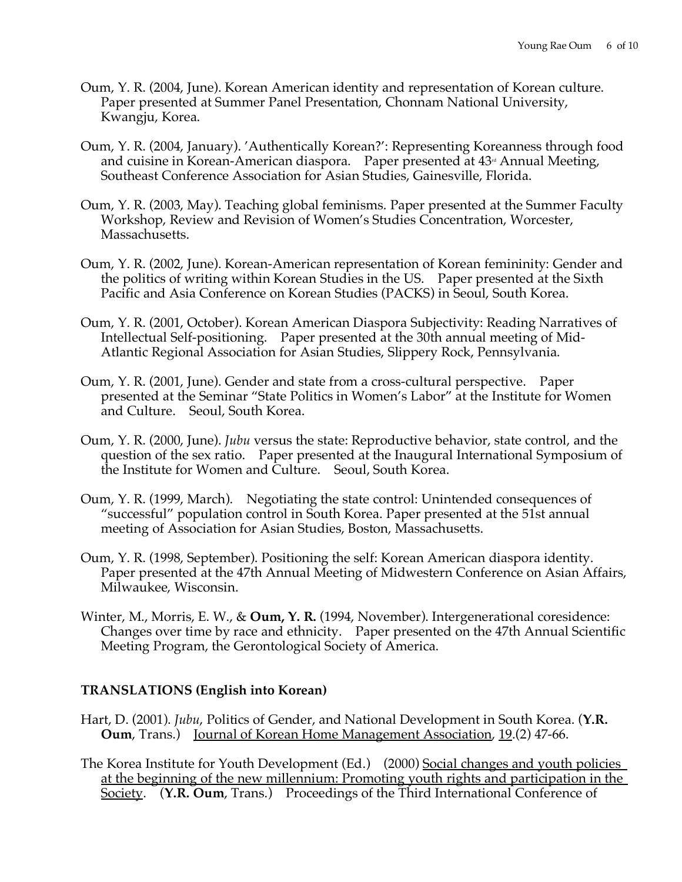Oum, Y. R. (2004, June). Korean American identity and representation of Korean culture. Paper presented at Summer Panel Presentation, Chonnam National University, Kwangju, Korea.

Oum, Y. R. (2004, January). 'Authentically Korean?': Representing Koreanness through food and cuisine in Korean-American diaspora. Paper presented at 43rd Annual Meeting, Southeast Conference Association for Asian Studies, Gainesville, Florida.

Oum, Y. R. (2003, May). Teaching global feminisms. Paper presented at the Summer Faculty Workshop, Review and Revision of Women's Studies Concentration, Worcester, Massachusetts.

Oum, Y. R. (2002, June). Korean-American representation of Korean femininity: Gender and the politics of writing within Korean Studies in the US. Paper presented at the Sixth Pacific and Asia Conference on Korean Studies (PACKS) in Seoul, South Korea.

Oum, Y. R. (2001, October). Korean American Diaspora Subjectivity: Reading Narratives of Intellectual Self-positioning. Paper presented at the 30th annual meeting of Mid-Atlantic Regional Association for Asian Studies, Slippery Rock, Pennsylvania.

Oum, Y. R. (2001, June). Gender and state from a cross-cultural perspective. Paper presented at the Seminar "State Politics in Women's Labor" at the Institute for Women and Culture. Seoul, South Korea.

Oum, Y. R. (2000, June). *Jubu* versus the state: Reproductive behavior, state control, and the question of the sex ratio. Paper presented at the Inaugural International Symposium of the Institute for Women and Culture. Seoul, South Korea.

Oum, Y. R. (1999, March). Negotiating the state control: Unintended consequences of "successful" population control in South Korea. Paper presented at the 51st annual meeting of Association for Asian Studies, Boston, Massachusetts.

Oum, Y. R. (1998, September). Positioning the self: Korean American diaspora identity. Paper presented at the 47th Annual Meeting of Midwestern Conference on Asian Affairs, Milwaukee, Wisconsin.

Winter, M., Morris, E. W., & **Oum, Y. R.** (1994, November). Intergenerational coresidence: Changes over time by race and ethnicity. Paper presented on the 47th Annual Scientific Meeting Program, the Gerontological Society of America.

**TRANSLATIONS (English into Korean)**

Hart, D. (2001). *Jubu*, Politics of Gender, and National Development in South Korea. (**Y.R. Oum**, Trans.) Journal of Korean Home Management Association, 19.(2) 47-66.

The Korea Institute for Youth Development (Ed.) (2000) Social changes and youth policies at the beginning of the new millennium: Promoting youth rights and participation in the Society. (**Y.R. Oum**, Trans.) Proceedings of the Third International Conference of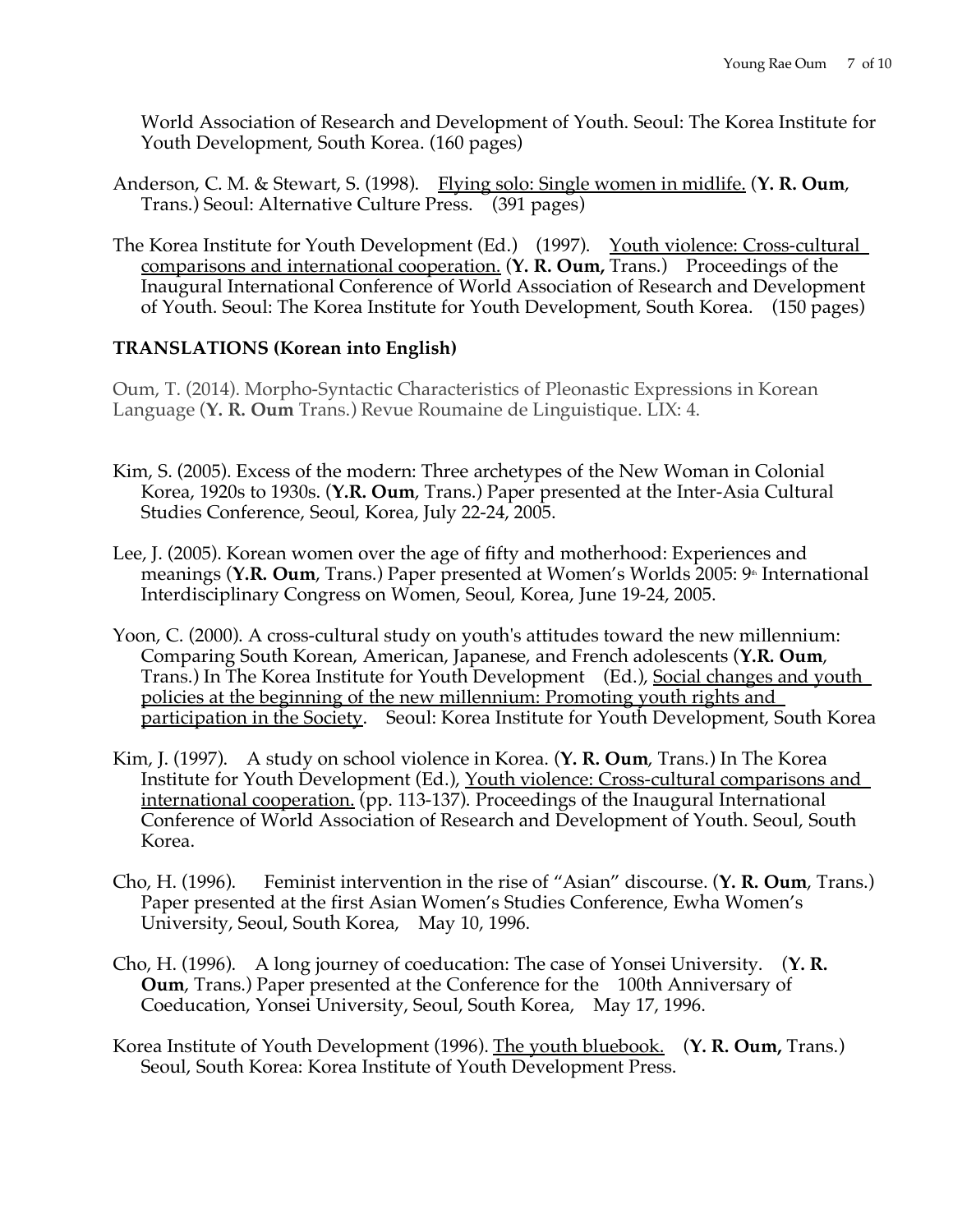World Association of Research and Development of Youth. Seoul: The Korea Institute for Youth Development, South Korea. (160 pages)

Anderson, C. M. & Stewart, S. (1998). Flying solo: Single women in midlife. (**Y. R. Oum**, Trans.) Seoul: Alternative Culture Press. (391 pages)

The Korea Institute for Youth Development (Ed.) (1997). Youth violence: Cross-cultural comparisons and international cooperation. (**Y. R. Oum,** Trans.) Proceedings of the Inaugural International Conference of World Association of Research and Development of Youth. Seoul: The Korea Institute for Youth Development, South Korea. (150 pages)

**TRANSLATIONS (Korean into English)**

Oum, T. (2014). Morpho-Syntactic Characteristics of Pleonastic Expressions in Korean Language (**Y. R. Oum** Trans.) Revue Roumaine de Linguistique. LIX: 4.

Kim, S. (2005). Excess of the modern: Three archetypes of the New Woman in Colonial Korea, 1920s to 1930s. (**Y.R. Oum**, Trans.) Paper presented at the Inter-Asia Cultural Studies Conference, Seoul, Korea, July 22-24, 2005.

Lee, J. (2005). Korean women over the age of fifty and motherhood: Experiences and meanings (**Y.R. Oum**, Trans.) Paper presented at Women's Worlds 2005: 9th International Interdisciplinary Congress on Women, Seoul, Korea, June 19-24, 2005.

Yoon, C. (2000). A cross-cultural study on youth's attitudes toward the new millennium: Comparing South Korean, American, Japanese, and French adolescents (**Y.R. Oum**, Trans.) In The Korea Institute for Youth Development (Ed.), Social changes and youth policies at the beginning of the new millennium: Promoting youth rights and participation in the Society. Seoul: Korea Institute for Youth Development, South Korea

Kim, J. (1997). A study on school violence in Korea. (**Y. R. Oum**, Trans.) In The Korea Institute for Youth Development (Ed.), Youth violence: Cross-cultural comparisons and international cooperation. (pp. 113-137). Proceedings of the Inaugural International Conference of World Association of Research and Development of Youth. Seoul, South Korea.

Cho, H. (1996). Feminist intervention in the rise of "Asian" discourse. (**Y. R. Oum**, Trans.) Paper presented at the first Asian Women's Studies Conference, Ewha Women's University, Seoul, South Korea, May 10, 1996.

Cho, H. (1996). A long journey of coeducation: The case of Yonsei University. (**Y. R. Oum**, Trans.) Paper presented at the Conference for the 100th Anniversary of Coeducation, Yonsei University, Seoul, South Korea, May 17, 1996.

Korea Institute of Youth Development (1996). The youth bluebook. (**Y. R. Oum,** Trans.) Seoul, South Korea: Korea Institute of Youth Development Press.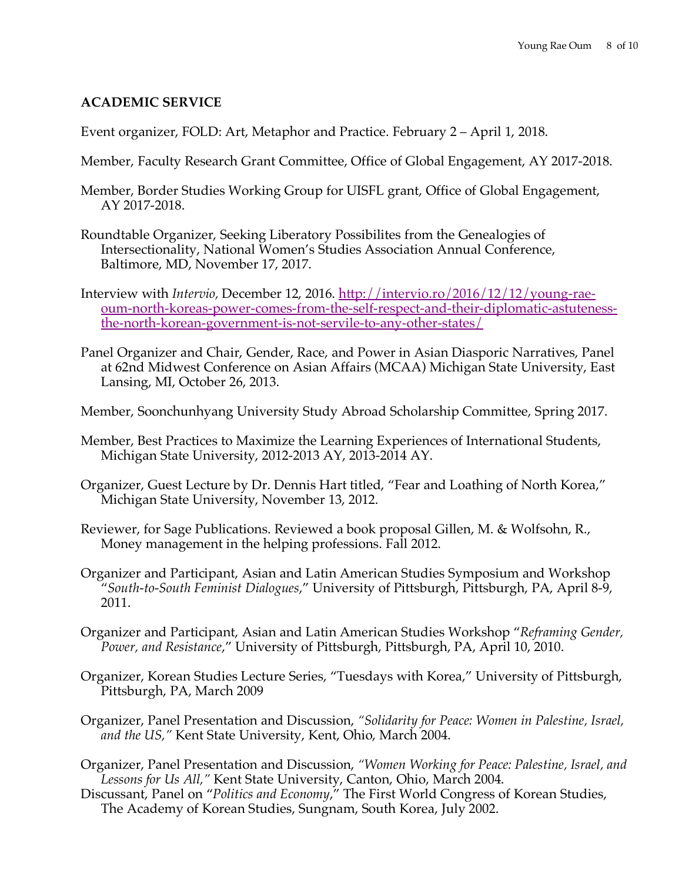**ACADEMIC SERVICE**

Event organizer, FOLD: Art, Metaphor and Practice. February 2 – April 1, 2018.

Member, Faculty Research Grant Committee, Office of Global Engagement, AY 2017-2018.

Member, Border Studies Working Group for UISFL grant, Office of Global Engagement, AY 2017-2018.

Roundtable Organizer, Seeking Liberatory Possibilites from the Genealogies of Intersectionality, National Women's Studies Association Annual Conference, Baltimore, MD, November 17, 2017.

Interview with *Intervio*, December 12, 2016. [http://intervio.ro/2016/12/12/young-rae-oum-north-koreas-power-comes-from-the-self-respect-and-their-diplomatic-astuteness-the-north-korean-government-is-not-servile-to-any-other-states/](http://intervio.ro/2016/12/12/young-rae-oum-north-koreas-power-comes-from-the-self-respect-and-their-diplomatic-astuteness-the-north-korean-government-is-not-servile-to-any-other-states/)

Panel Organizer and Chair, Gender, Race, and Power in Asian Diasporic Narratives, Panel at 62nd Midwest Conference on Asian Affairs (MCAA) Michigan State University, East Lansing, MI, October 26, 2013.

Member, Soonchunhyang University Study Abroad Scholarship Committee, Spring 2017.

Member, Best Practices to Maximize the Learning Experiences of International Students, Michigan State University, 2012-2013 AY, 2013-2014 AY.

Organizer, Guest Lecture by Dr. Dennis Hart titled, "Fear and Loathing of North Korea," Michigan State University, November 13, 2012.

Reviewer, for Sage Publications. Reviewed a book proposal Gillen, M. & Wolfsohn, R., Money management in the helping professions. Fall 2012.

Organizer and Participant, Asian and Latin American Studies Symposium and Workshop "*South-to-South Feminist Dialogues*," University of Pittsburgh, Pittsburgh, PA, April 8-9, 2011.

Organizer and Participant, Asian and Latin American Studies Workshop "*Reframing Gender, Power, and Resistance*," University of Pittsburgh, Pittsburgh, PA, April 10, 2010.

Organizer, Korean Studies Lecture Series, "Tuesdays with Korea," University of Pittsburgh, Pittsburgh, PA, March 2009

Organizer, Panel Presentation and Discussion, *"Solidarity for Peace: Women in Palestine, Israel, and the US,"* Kent State University, Kent, Ohio, March 2004.

Organizer, Panel Presentation and Discussion, *"Women Working for Peace: Palestine, Israel, and Lessons for Us All,"* Kent State University, Canton, Ohio, March 2004.

Discussant, Panel on "*Politics and Economy*," The First World Congress of Korean Studies, The Academy of Korean Studies, Sungnam, South Korea, July 2002.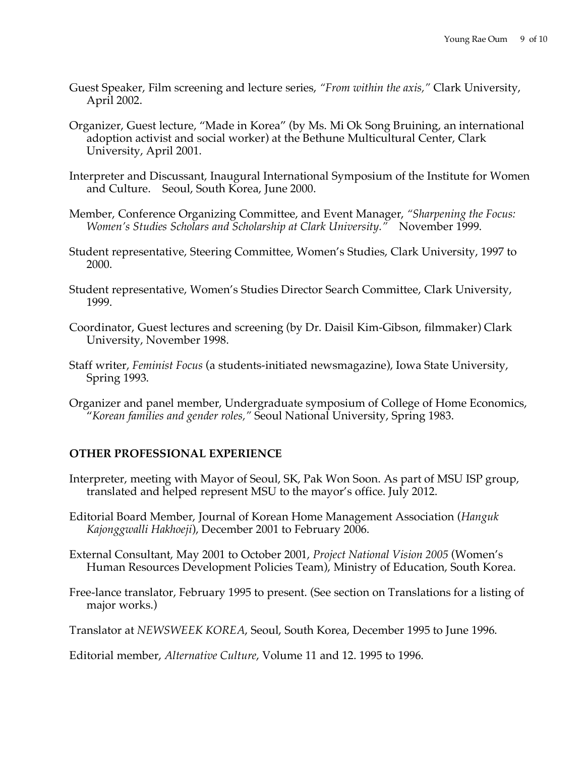Guest Speaker, Film screening and lecture series, *"From within the axis,"* Clark University, April 2002.

Organizer, Guest lecture, "Made in Korea" (by Ms. Mi Ok Song Bruining, an international adoption activist and social worker) at the Bethune Multicultural Center, Clark University, April 2001.

Interpreter and Discussant, Inaugural International Symposium of the Institute for Women and Culture. Seoul, South Korea, June 2000.

Member, Conference Organizing Committee, and Event Manager, *"Sharpening the Focus: Women's Studies Scholars and Scholarship at Clark University."* November 1999.

Student representative, Steering Committee, Women's Studies, Clark University, 1997 to 2000.

Student representative, Women's Studies Director Search Committee, Clark University, 1999.

Coordinator, Guest lectures and screening (by Dr. Daisil Kim-Gibson, filmmaker) Clark University, November 1998.

Staff writer, *Feminist Focus* (a students-initiated newsmagazine), Iowa State University, Spring 1993.

Organizer and panel member, Undergraduate symposium of College of Home Economics, "*Korean families and gender roles,"* Seoul National University, Spring 1983.

## OTHER PROFESSIONAL EXPERIENCE

Interpreter, meeting with Mayor of Seoul, SK, Pak Won Soon. As part of MSU ISP group, translated and helped represent MSU to the mayor's office. July 2012.

Editorial Board Member, Journal of Korean Home Management Association (*Hanguk Kajonggwalli Hakhoeji*), December 2001 to February 2006.

External Consultant, May 2001 to October 2001, *Project National Vision 2005* (Women's Human Resources Development Policies Team), Ministry of Education, South Korea.

Free-lance translator, February 1995 to present. (See section on Translations for a listing of major works.)

Translator at *NEWSWEEK KOREA*, Seoul, South Korea, December 1995 to June 1996.

Editorial member, *Alternative Culture*, Volume 11 and 12. 1995 to 1996.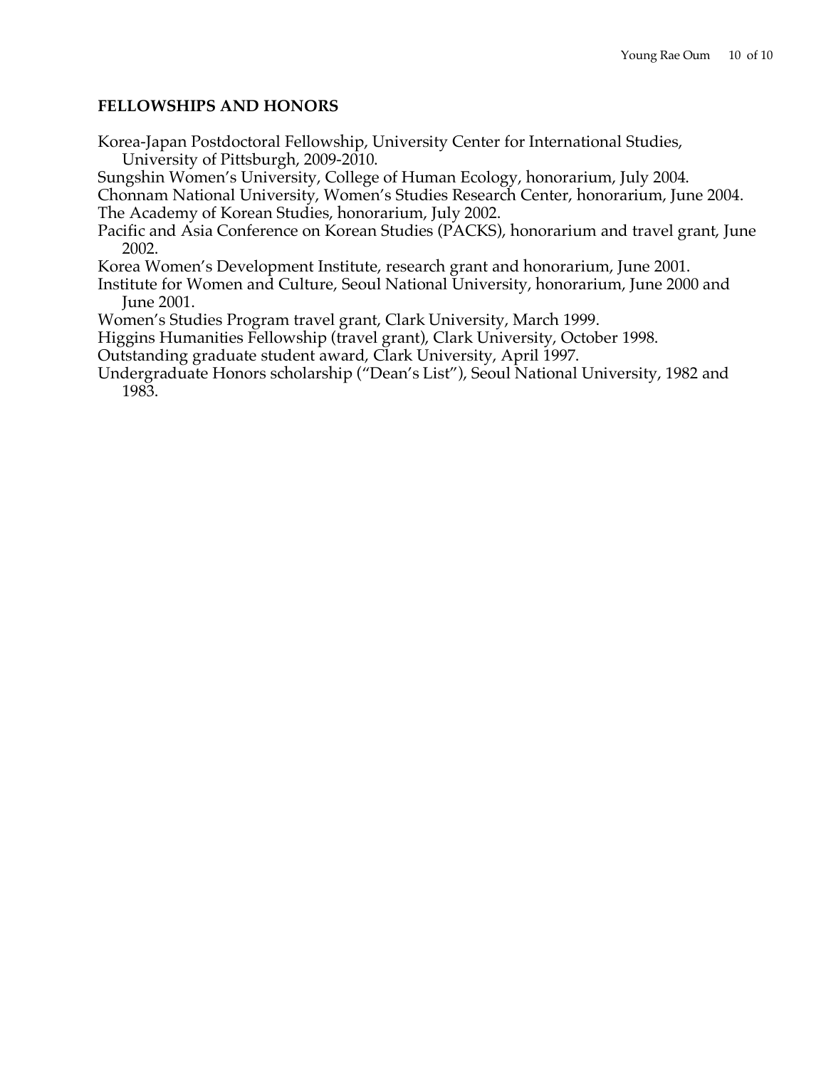### FELLOWSHIPS AND HONORS

Korea-Japan Postdoctoral Fellowship, University Center for International Studies, University of Pittsburgh, 2009-2010.

Sungshin Women's University, College of Human Ecology, honorarium, July 2004.

Chonnam National University, Women's Studies Research Center, honorarium, June 2004.

The Academy of Korean Studies, honorarium, July 2002.

Pacific and Asia Conference on Korean Studies (PACKS), honorarium and travel grant, June 2002.

Korea Women's Development Institute, research grant and honorarium, June 2001.

Institute for Women and Culture, Seoul National University, honorarium, June 2000 and June 2001.

Women's Studies Program travel grant, Clark University, March 1999.

Higgins Humanities Fellowship (travel grant), Clark University, October 1998.

Outstanding graduate student award, Clark University, April 1997.

Undergraduate Honors scholarship ("Dean's List"), Seoul National University, 1982 and 1983.